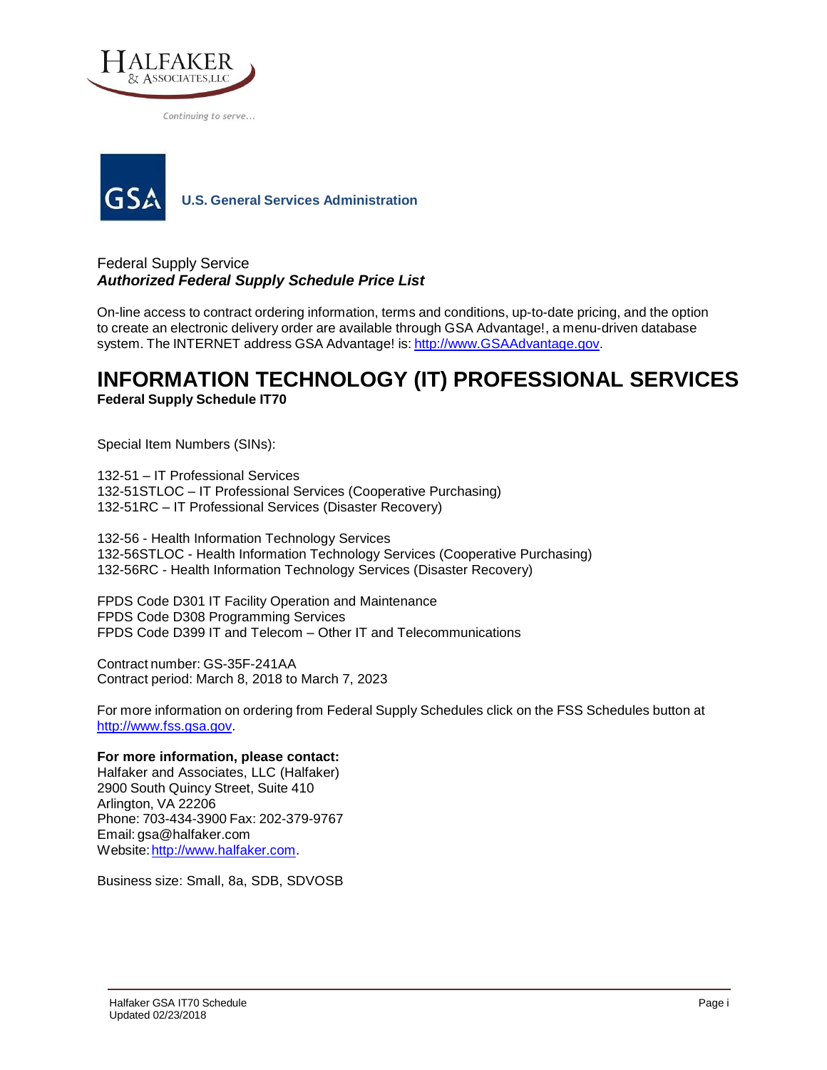Continuing to serve…

U.S. General Services Administration

Federal Supply Service
***Authorized Federal Supply Schedule Price List***

On-line access to contract ordering information, terms and conditions, up-to-date pricing, and the option to create an electronic delivery order are available through GSA Advantage!, a menu-driven database system. The INTERNET address GSA Advantage! is: http://www.GSAAdvantage.gov.

# INFORMATION TECHNOLOGY (IT) PROFESSIONAL SERVICES

**Federal Supply Schedule IT70**

Special Item Numbers (SINs):

132-51 – IT Professional Services
132-51STLOC – IT Professional Services (Cooperative Purchasing)
132-51RC – IT Professional Services (Disaster Recovery)

132-56 - Health Information Technology Services
132-56STLOC - Health Information Technology Services (Cooperative Purchasing)
132-56RC - Health Information Technology Services (Disaster Recovery)

FPDS Code D301 IT Facility Operation and Maintenance
FPDS Code D308 Programming Services
FPDS Code D399 IT and Telecom – Other IT and Telecommunications

Contract number: GS-35F-241AA
Contract period: March 8, 2018 to March 7, 2023

For more information on ordering from Federal Supply Schedules click on the FSS Schedules button at http://www.fss.gsa.gov.

**For more information, please contact:**
Halfaker and Associates, LLC (Halfaker)
2900 South Quincy Street, Suite 410
Arlington, VA 22206
Phone: 703-434-3900 Fax: 202-379-9767
Email: gsa@halfaker.com
Website: http://www.halfaker.com.

Business size: Small, 8a, SDB, SDVOSB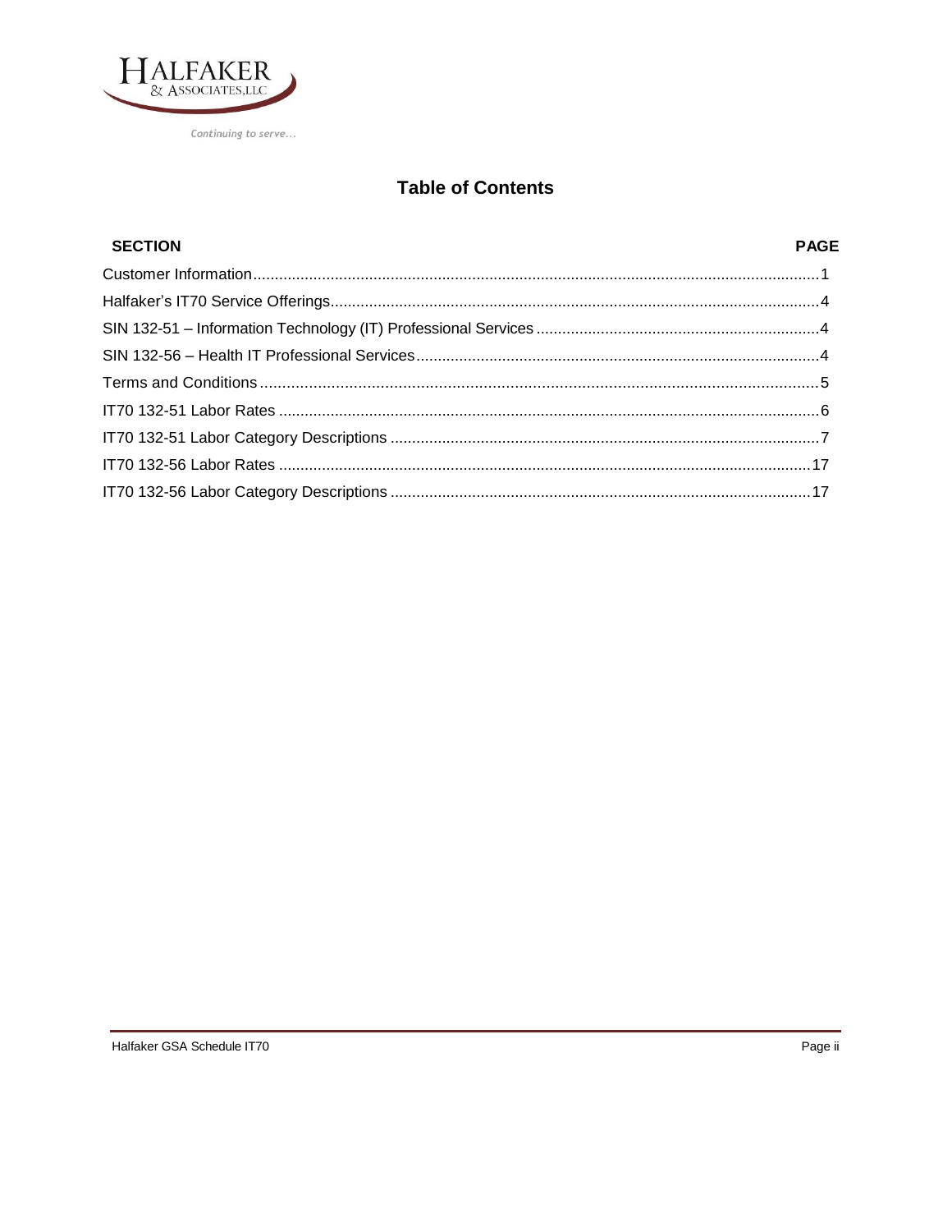# Table of Contents

| SECTION | PAGE |
| --- | --- |
| Customer Information | 1 |
| Halfaker's IT70 Service Offerings | 4 |
| SIN 132-51 – Information Technology (IT) Professional Services | 4 |
| SIN 132-56 – Health IT Professional Services | 4 |
| Terms and Conditions | 5 |
| IT70 132-51 Labor Rates | 6 |
| IT70 132-51 Labor Category Descriptions | 7 |
| IT70 132-56 Labor Rates | 17 |
| IT70 132-56 Labor Category Descriptions | 17 |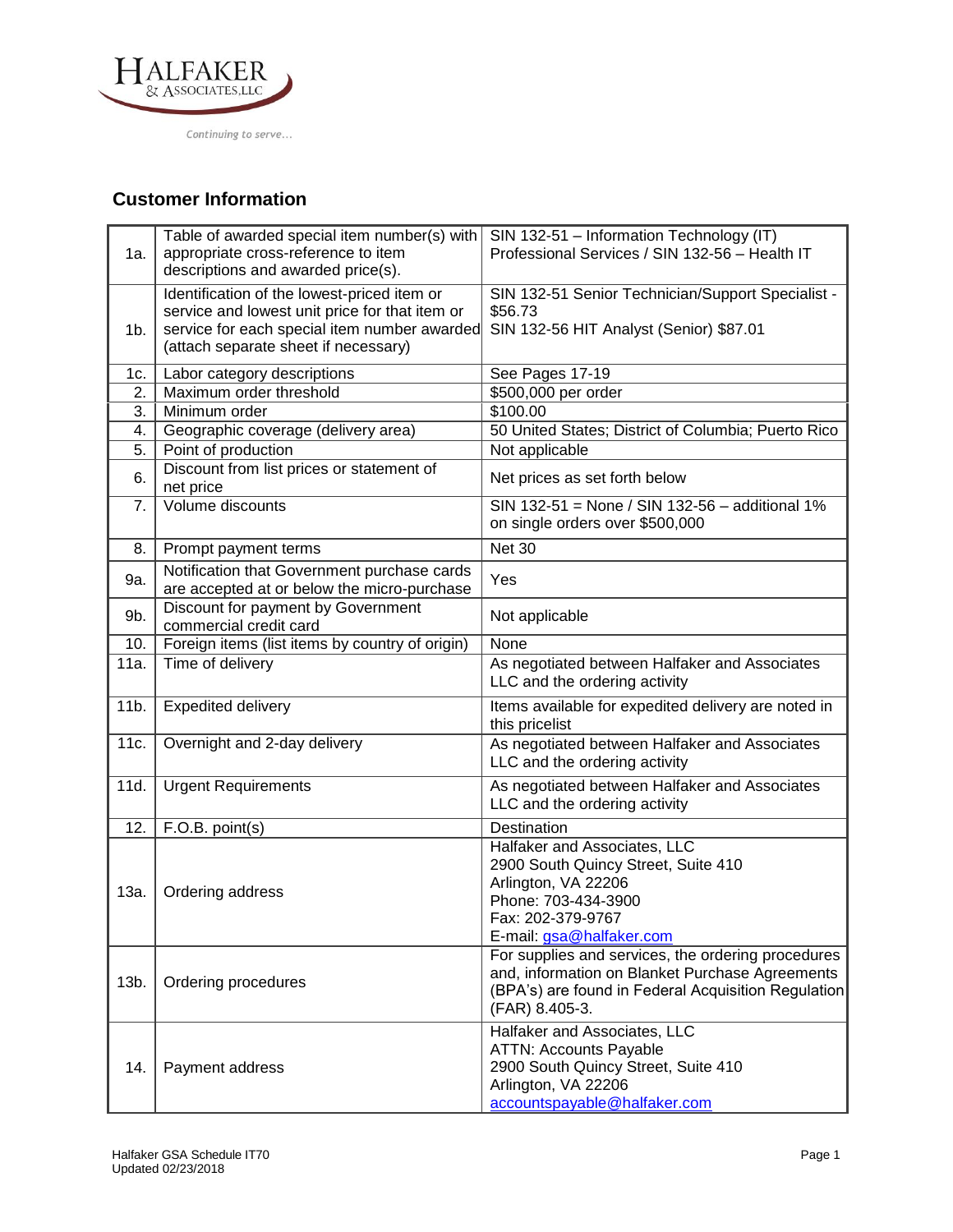## Customer Information

| | | |
|---|---|---|
| 1a. | Table of awarded special item number(s) with appropriate cross-reference to item descriptions and awarded price(s). | SIN 132-51 – Information Technology (IT) Professional Services / SIN 132-56 – Health IT |
| 1b. | Identification of the lowest-priced item or service and lowest unit price for that item or service for each special item number awarded (attach separate sheet if necessary) | SIN 132-51 Senior Technician/Support Specialist - $56.73<br>SIN 132-56 HIT Analyst (Senior) $87.01 |
| 1c. | Labor category descriptions | See Pages 17-19 |
| 2. | Maximum order threshold | $500,000 per order |
| 3. | Minimum order | $100.00 |
| 4. | Geographic coverage (delivery area) | 50 United States; District of Columbia; Puerto Rico |
| 5. | Point of production | Not applicable |
| 6. | Discount from list prices or statement of net price | Net prices as set forth below |
| 7. | Volume discounts | SIN 132-51 = None / SIN 132-56 – additional 1% on single orders over $500,000 |
| 8. | Prompt payment terms | Net 30 |
| 9a. | Notification that Government purchase cards are accepted at or below the micro-purchase | Yes |
| 9b. | Discount for payment by Government commercial credit card | Not applicable |
| 10. | Foreign items (list items by country of origin) | None |
| 11a. | Time of delivery | As negotiated between Halfaker and Associates LLC and the ordering activity |
| 11b. | Expedited delivery | Items available for expedited delivery are noted in this pricelist |
| 11c. | Overnight and 2-day delivery | As negotiated between Halfaker and Associates LLC and the ordering activity |
| 11d. | Urgent Requirements | As negotiated between Halfaker and Associates LLC and the ordering activity |
| 12. | F.O.B. point(s) | Destination |
| 13a. | Ordering address | Halfaker and Associates, LLC<br>2900 South Quincy Street, Suite 410<br>Arlington, VA 22206<br>Phone: 703-434-3900<br>Fax: 202-379-9767<br>E-mail: gsa@halfaker.com |
| 13b. | Ordering procedures | For supplies and services, the ordering procedures and, information on Blanket Purchase Agreements (BPA's) are found in Federal Acquisition Regulation (FAR) 8.405-3. |
| 14. | Payment address | Halfaker and Associates, LLC<br>ATTN: Accounts Payable<br>2900 South Quincy Street, Suite 410<br>Arlington, VA 22206<br>accountspayable@halfaker.com |

Halfaker GSA Schedule IT70
Updated 02/23/2018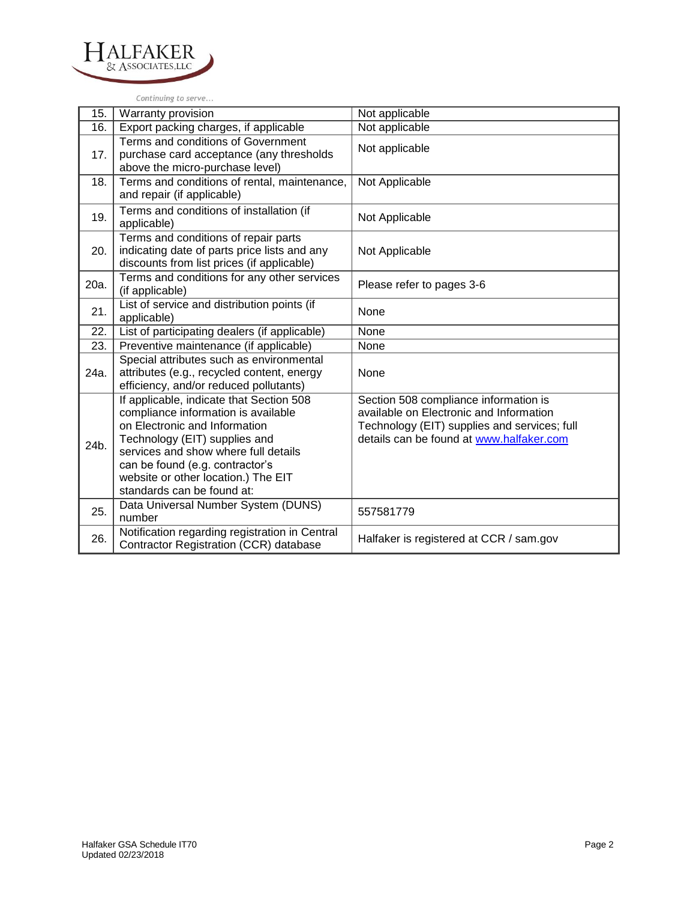| | | |
|---|---|---|
| 15. | Warranty provision | Not applicable |
| 16. | Export packing charges, if applicable | Not applicable |
| 17. | Terms and conditions of Government purchase card acceptance (any thresholds above the micro-purchase level) | Not applicable |
| 18. | Terms and conditions of rental, maintenance, and repair (if applicable) | Not Applicable |
| 19. | Terms and conditions of installation (if applicable) | Not Applicable |
| 20. | Terms and conditions of repair parts indicating date of parts price lists and any discounts from list prices (if applicable) | Not Applicable |
| 20a. | Terms and conditions for any other services (if applicable) | Please refer to pages 3-6 |
| 21. | List of service and distribution points (if applicable) | None |
| 22. | List of participating dealers (if applicable) | None |
| 23. | Preventive maintenance (if applicable) | None |
| 24a. | Special attributes such as environmental attributes (e.g., recycled content, energy efficiency, and/or reduced pollutants) | None |
| 24b. | If applicable, indicate that Section 508 compliance information is available on Electronic and Information Technology (EIT) supplies and services and show where full details can be found (e.g. contractor's website or other location.) The EIT standards can be found at: | Section 508 compliance information is available on Electronic and Information Technology (EIT) supplies and services; full details can be found at www.halfaker.com |
| 25. | Data Universal Number System (DUNS) number | 557581779 |
| 26. | Notification regarding registration in Central Contractor Registration (CCR) database | Halfaker is registered at CCR / sam.gov |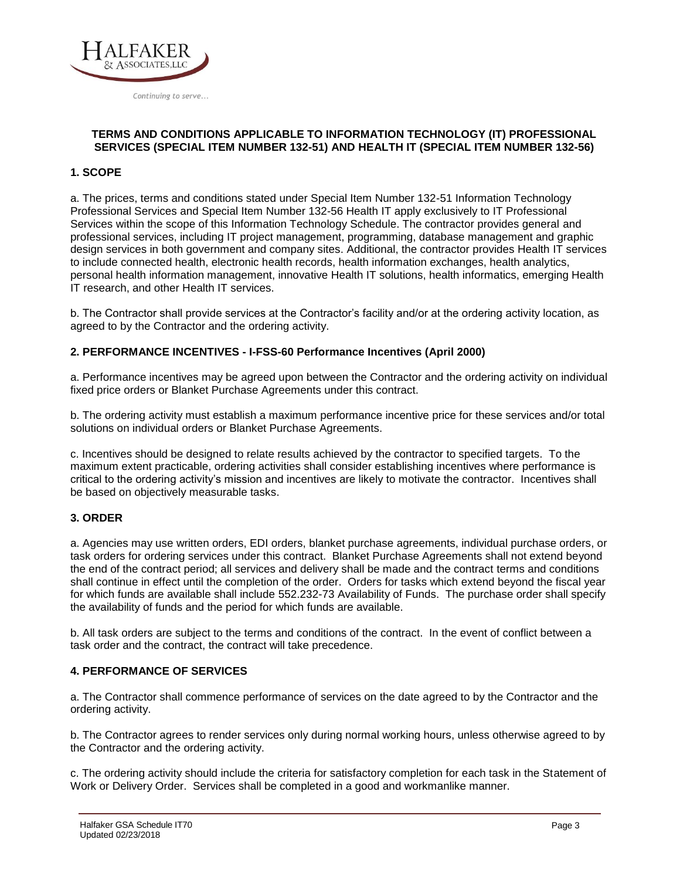**TERMS AND CONDITIONS APPLICABLE TO INFORMATION TECHNOLOGY (IT) PROFESSIONAL SERVICES (SPECIAL ITEM NUMBER 132-51) AND HEALTH IT (SPECIAL ITEM NUMBER 132-56)**

## 1. SCOPE

a. The prices, terms and conditions stated under Special Item Number 132-51 Information Technology Professional Services and Special Item Number 132-56 Health IT apply exclusively to IT Professional Services within the scope of this Information Technology Schedule. The contractor provides general and professional services, including IT project management, programming, database management and graphic design services in both government and company sites. Additional, the contractor provides Health IT services to include connected health, electronic health records, health information exchanges, health analytics, personal health information management, innovative Health IT solutions, health informatics, emerging Health IT research, and other Health IT services.

b. The Contractor shall provide services at the Contractor's facility and/or at the ordering activity location, as agreed to by the Contractor and the ordering activity.

## 2. PERFORMANCE INCENTIVES - I-FSS-60 Performance Incentives (April 2000)

a. Performance incentives may be agreed upon between the Contractor and the ordering activity on individual fixed price orders or Blanket Purchase Agreements under this contract.

b. The ordering activity must establish a maximum performance incentive price for these services and/or total solutions on individual orders or Blanket Purchase Agreements.

c. Incentives should be designed to relate results achieved by the contractor to specified targets. To the maximum extent practicable, ordering activities shall consider establishing incentives where performance is critical to the ordering activity's mission and incentives are likely to motivate the contractor. Incentives shall be based on objectively measurable tasks.

## 3. ORDER

a. Agencies may use written orders, EDI orders, blanket purchase agreements, individual purchase orders, or task orders for ordering services under this contract. Blanket Purchase Agreements shall not extend beyond the end of the contract period; all services and delivery shall be made and the contract terms and conditions shall continue in effect until the completion of the order. Orders for tasks which extend beyond the fiscal year for which funds are available shall include 552.232-73 Availability of Funds. The purchase order shall specify the availability of funds and the period for which funds are available.

b. All task orders are subject to the terms and conditions of the contract. In the event of conflict between a task order and the contract, the contract will take precedence.

## 4. PERFORMANCE OF SERVICES

a. The Contractor shall commence performance of services on the date agreed to by the Contractor and the ordering activity.

b. The Contractor agrees to render services only during normal working hours, unless otherwise agreed to by the Contractor and the ordering activity.

c. The ordering activity should include the criteria for satisfactory completion for each task in the Statement of Work or Delivery Order. Services shall be completed in a good and workmanlike manner.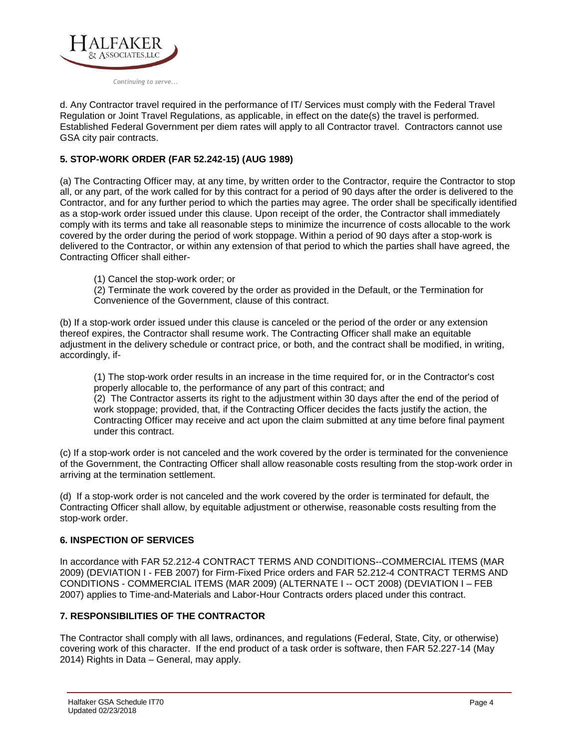d. Any Contractor travel required in the performance of IT/ Services must comply with the Federal Travel Regulation or Joint Travel Regulations, as applicable, in effect on the date(s) the travel is performed. Established Federal Government per diem rates will apply to all Contractor travel. Contractors cannot use GSA city pair contracts.

## 5. STOP-WORK ORDER (FAR 52.242-15) (AUG 1989)

(a) The Contracting Officer may, at any time, by written order to the Contractor, require the Contractor to stop all, or any part, of the work called for by this contract for a period of 90 days after the order is delivered to the Contractor, and for any further period to which the parties may agree. The order shall be specifically identified as a stop-work order issued under this clause. Upon receipt of the order, the Contractor shall immediately comply with its terms and take all reasonable steps to minimize the incurrence of costs allocable to the work covered by the order during the period of work stoppage. Within a period of 90 days after a stop-work is delivered to the Contractor, or within any extension of that period to which the parties shall have agreed, the Contracting Officer shall either-

> (1) Cancel the stop-work order; or
> (2) Terminate the work covered by the order as provided in the Default, or the Termination for Convenience of the Government, clause of this contract.

(b) If a stop-work order issued under this clause is canceled or the period of the order or any extension thereof expires, the Contractor shall resume work. The Contracting Officer shall make an equitable adjustment in the delivery schedule or contract price, or both, and the contract shall be modified, in writing, accordingly, if-

> (1) The stop-work order results in an increase in the time required for, or in the Contractor's cost properly allocable to, the performance of any part of this contract; and
> (2) The Contractor asserts its right to the adjustment within 30 days after the end of the period of work stoppage; provided, that, if the Contracting Officer decides the facts justify the action, the Contracting Officer may receive and act upon the claim submitted at any time before final payment under this contract.

(c) If a stop-work order is not canceled and the work covered by the order is terminated for the convenience of the Government, the Contracting Officer shall allow reasonable costs resulting from the stop-work order in arriving at the termination settlement.

(d) If a stop-work order is not canceled and the work covered by the order is terminated for default, the Contracting Officer shall allow, by equitable adjustment or otherwise, reasonable costs resulting from the stop-work order.

## 6. INSPECTION OF SERVICES

In accordance with FAR 52.212-4 CONTRACT TERMS AND CONDITIONS--COMMERCIAL ITEMS (MAR 2009) (DEVIATION I - FEB 2007) for Firm-Fixed Price orders and FAR 52.212-4 CONTRACT TERMS AND CONDITIONS - COMMERCIAL ITEMS (MAR 2009) (ALTERNATE I -- OCT 2008) (DEVIATION I – FEB 2007) applies to Time-and-Materials and Labor-Hour Contracts orders placed under this contract.

## 7. RESPONSIBILITIES OF THE CONTRACTOR

The Contractor shall comply with all laws, ordinances, and regulations (Federal, State, City, or otherwise) covering work of this character. If the end product of a task order is software, then FAR 52.227-14 (May 2014) Rights in Data – General, may apply.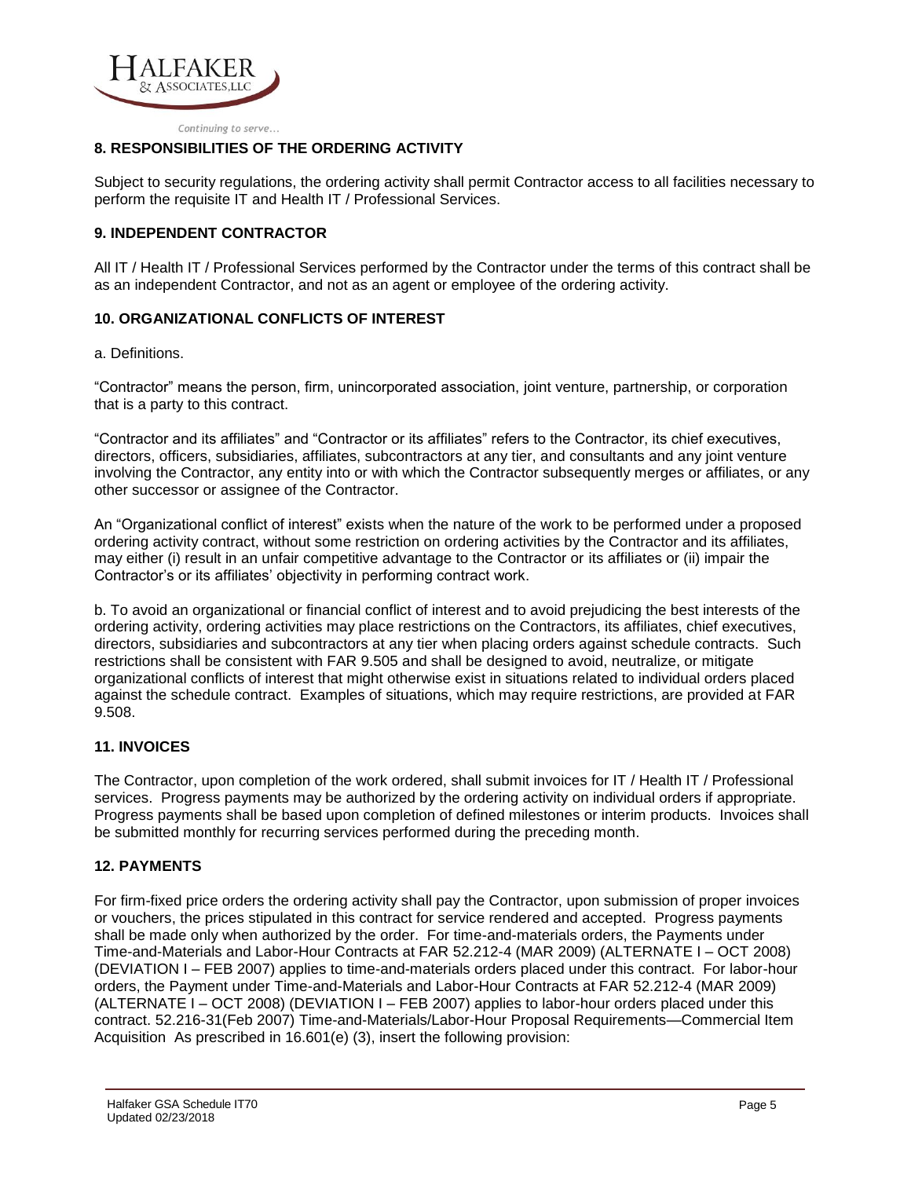## 8. RESPONSIBILITIES OF THE ORDERING ACTIVITY

Subject to security regulations, the ordering activity shall permit Contractor access to all facilities necessary to perform the requisite IT and Health IT / Professional Services.

## 9. INDEPENDENT CONTRACTOR

All IT / Health IT / Professional Services performed by the Contractor under the terms of this contract shall be as an independent Contractor, and not as an agent or employee of the ordering activity.

## 10. ORGANIZATIONAL CONFLICTS OF INTEREST

a. Definitions.

"Contractor" means the person, firm, unincorporated association, joint venture, partnership, or corporation that is a party to this contract.

"Contractor and its affiliates" and "Contractor or its affiliates" refers to the Contractor, its chief executives, directors, officers, subsidiaries, affiliates, subcontractors at any tier, and consultants and any joint venture involving the Contractor, any entity into or with which the Contractor subsequently merges or affiliates, or any other successor or assignee of the Contractor.

An "Organizational conflict of interest" exists when the nature of the work to be performed under a proposed ordering activity contract, without some restriction on ordering activities by the Contractor and its affiliates, may either (i) result in an unfair competitive advantage to the Contractor or its affiliates or (ii) impair the Contractor's or its affiliates' objectivity in performing contract work.

b. To avoid an organizational or financial conflict of interest and to avoid prejudicing the best interests of the ordering activity, ordering activities may place restrictions on the Contractors, its affiliates, chief executives, directors, subsidiaries and subcontractors at any tier when placing orders against schedule contracts. Such restrictions shall be consistent with FAR 9.505 and shall be designed to avoid, neutralize, or mitigate organizational conflicts of interest that might otherwise exist in situations related to individual orders placed against the schedule contract. Examples of situations, which may require restrictions, are provided at FAR 9.508.

## 11. INVOICES

The Contractor, upon completion of the work ordered, shall submit invoices for IT / Health IT / Professional services. Progress payments may be authorized by the ordering activity on individual orders if appropriate. Progress payments shall be based upon completion of defined milestones or interim products. Invoices shall be submitted monthly for recurring services performed during the preceding month.

## 12. PAYMENTS

For firm-fixed price orders the ordering activity shall pay the Contractor, upon submission of proper invoices or vouchers, the prices stipulated in this contract for service rendered and accepted. Progress payments shall be made only when authorized by the order. For time-and-materials orders, the Payments under Time-and-Materials and Labor-Hour Contracts at FAR 52.212-4 (MAR 2009) (ALTERNATE I – OCT 2008) (DEVIATION I – FEB 2007) applies to time-and-materials orders placed under this contract. For labor-hour orders, the Payment under Time-and-Materials and Labor-Hour Contracts at FAR 52.212-4 (MAR 2009) (ALTERNATE I – OCT 2008) (DEVIATION I – FEB 2007) applies to labor-hour orders placed under this contract. 52.216-31(Feb 2007) Time-and-Materials/Labor-Hour Proposal Requirements—Commercial Item Acquisition As prescribed in 16.601(e) (3), insert the following provision: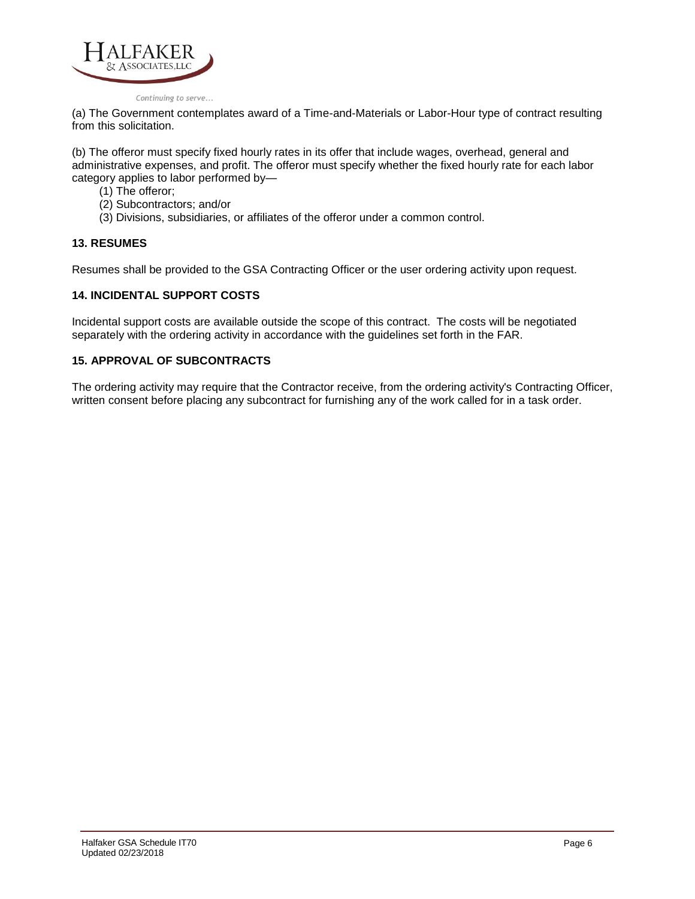(a) The Government contemplates award of a Time-and-Materials or Labor-Hour type of contract resulting from this solicitation.

(b) The offeror must specify fixed hourly rates in its offer that include wages, overhead, general and administrative expenses, and profit. The offeror must specify whether the fixed hourly rate for each labor category applies to labor performed by—

- (1) The offeror;
- (2) Subcontractors; and/or
- (3) Divisions, subsidiaries, or affiliates of the offeror under a common control.

### 13. RESUMES

Resumes shall be provided to the GSA Contracting Officer or the user ordering activity upon request.

### 14. INCIDENTAL SUPPORT COSTS

Incidental support costs are available outside the scope of this contract. The costs will be negotiated separately with the ordering activity in accordance with the guidelines set forth in the FAR.

### 15. APPROVAL OF SUBCONTRACTS

The ordering activity may require that the Contractor receive, from the ordering activity's Contracting Officer, written consent before placing any subcontract for furnishing any of the work called for in a task order.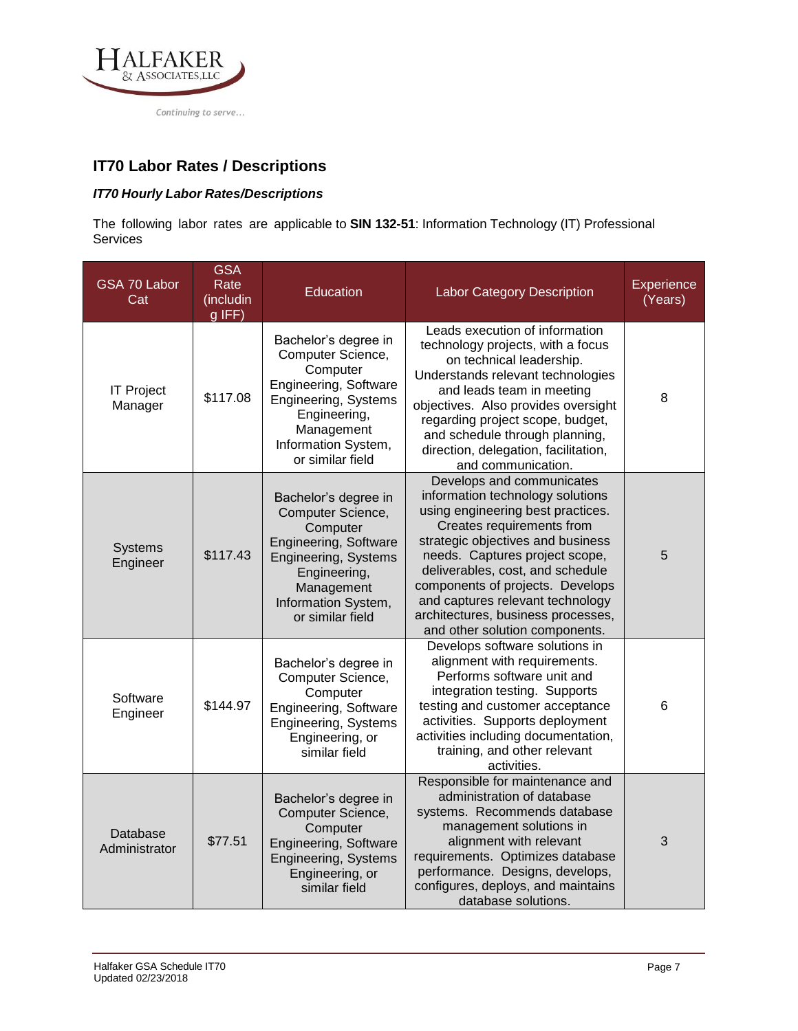## IT70 Labor Rates / Descriptions

### *IT70 Hourly Labor Rates/Descriptions*

The following labor rates are applicable to **SIN 132-51**: Information Technology (IT) Professional Services

| GSA 70 Labor Cat | GSA Rate (including IFF) | Education | Labor Category Description | Experience (Years) |
|---|---|---|---|---|
| IT Project Manager | $117.08 | Bachelor's degree in Computer Science, Computer Engineering, Software Engineering, Systems Engineering, Management Information System, or similar field | Leads execution of information technology projects, with a focus on technical leadership. Understands relevant technologies and leads team in meeting objectives. Also provides oversight regarding project scope, budget, and schedule through planning, direction, delegation, facilitation, and communication. | 8 |
| Systems Engineer | $117.43 | Bachelor's degree in Computer Science, Computer Engineering, Software Engineering, Systems Engineering, Management Information System, or similar field | Develops and communicates information technology solutions using engineering best practices. Creates requirements from strategic objectives and business needs. Captures project scope, deliverables, cost, and schedule components of projects. Develops and captures relevant technology architectures, business processes, and other solution components. | 5 |
| Software Engineer | $144.97 | Bachelor's degree in Computer Science, Computer Engineering, Software Engineering, Systems Engineering, or similar field | Develops software solutions in alignment with requirements. Performs software unit and integration testing. Supports testing and customer acceptance activities. Supports deployment activities including documentation, training, and other relevant activities. | 6 |
| Database Administrator | $77.51 | Bachelor's degree in Computer Science, Computer Engineering, Software Engineering, Systems Engineering, or similar field | Responsible for maintenance and administration of database systems. Recommends database management solutions in alignment with relevant requirements. Optimizes database performance. Designs, develops, configures, deploys, and maintains database solutions. | 3 |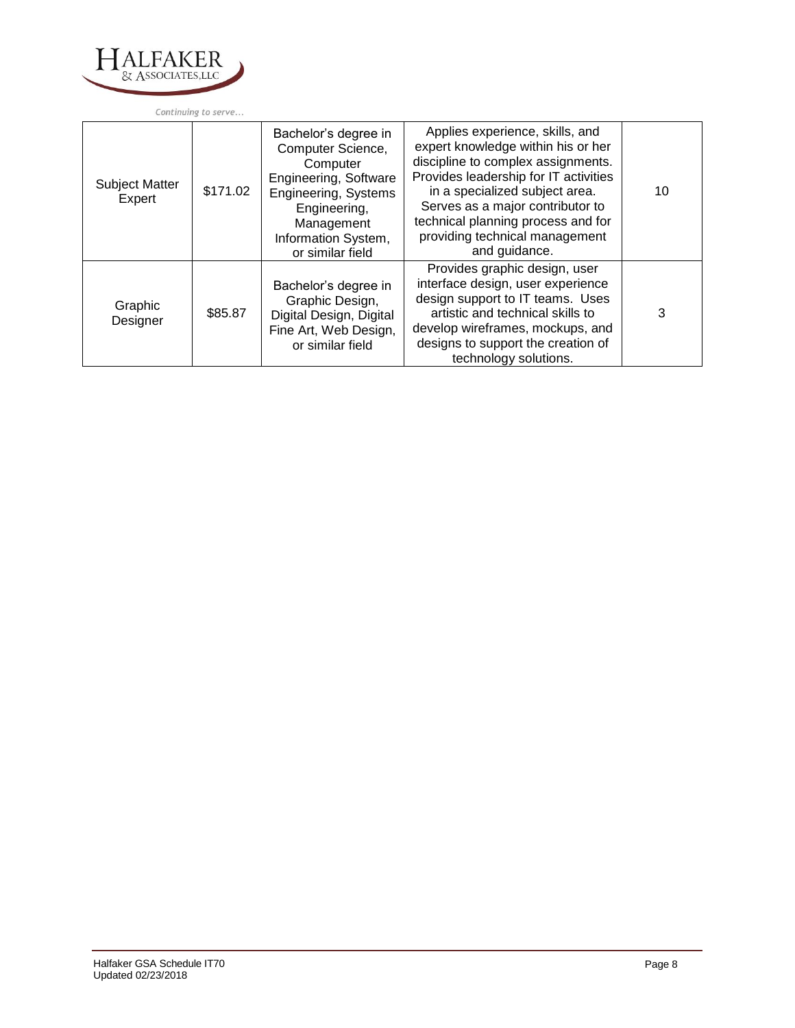| Subject Matter Expert | $171.02 | Bachelor's degree in Computer Science, Computer Engineering, Software Engineering, Systems Engineering, Management Information System, or similar field | Applies experience, skills, and expert knowledge within his or her discipline to complex assignments. Provides leadership for IT activities in a specialized subject area. Serves as a major contributor to technical planning process and for providing technical management and guidance. | 10 |
|---|---|---|---|---|
| Graphic Designer | $85.87 | Bachelor's degree in Graphic Design, Digital Design, Digital Fine Art, Web Design, or similar field | Provides graphic design, user interface design, user experience design support to IT teams. Uses artistic and technical skills to develop wireframes, mockups, and designs to support the creation of technology solutions. | 3 |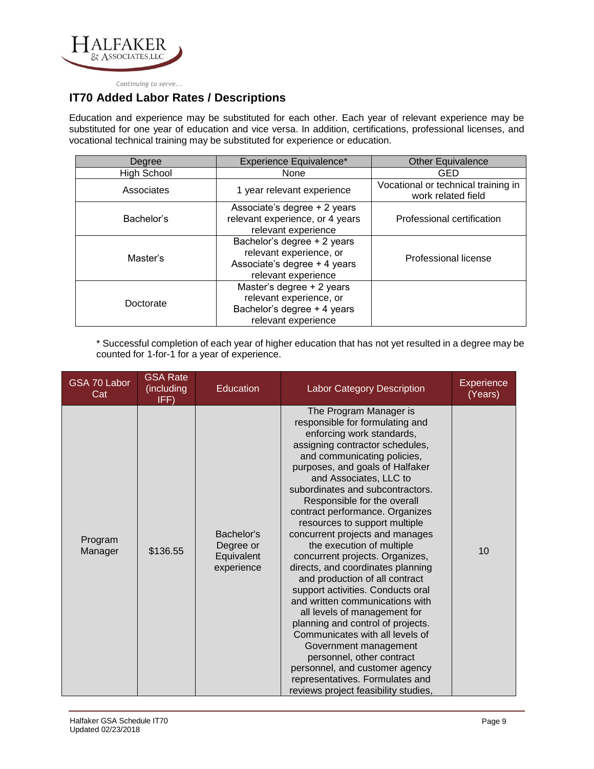## IT70 Added Labor Rates / Descriptions

Education and experience may be substituted for each other. Each year of relevant experience may be substituted for one year of education and vice versa. In addition, certifications, professional licenses, and vocational technical training may be substituted for experience or education.

| Degree | Experience Equivalence* | Other Equivalence |
|---|---|---|
| High School | None | GED |
| Associates | 1 year relevant experience | Vocational or technical training in work related field |
| Bachelor's | Associate's degree + 2 years relevant experience, or 4 years relevant experience | Professional certification |
| Master's | Bachelor's degree + 2 years relevant experience, or Associate's degree + 4 years relevant experience | Professional license |
| Doctorate | Master's degree + 2 years relevant experience, or Bachelor's degree + 4 years relevant experience | |

* Successful completion of each year of higher education that has not yet resulted in a degree may be counted for 1-for-1 for a year of experience.

| GSA 70 Labor Cat | GSA Rate (including IFF) | Education | Labor Category Description | Experience (Years) |
|---|---|---|---|---|
| Program Manager | $136.55 | Bachelor's Degree or Equivalent experience | The Program Manager is responsible for formulating and enforcing work standards, assigning contractor schedules, and communicating policies, purposes, and goals of Halfaker and Associates, LLC to subordinates and subcontractors. Responsible for the overall contract performance. Organizes resources to support multiple concurrent projects and manages the execution of multiple concurrent projects. Organizes, directs, and coordinates planning and production of all contract support activities. Conducts oral and written communications with all levels of management for planning and control of projects. Communicates with all levels of Government management personnel, other contract personnel, and customer agency representatives. Formulates and reviews project feasibility studies, | 10 |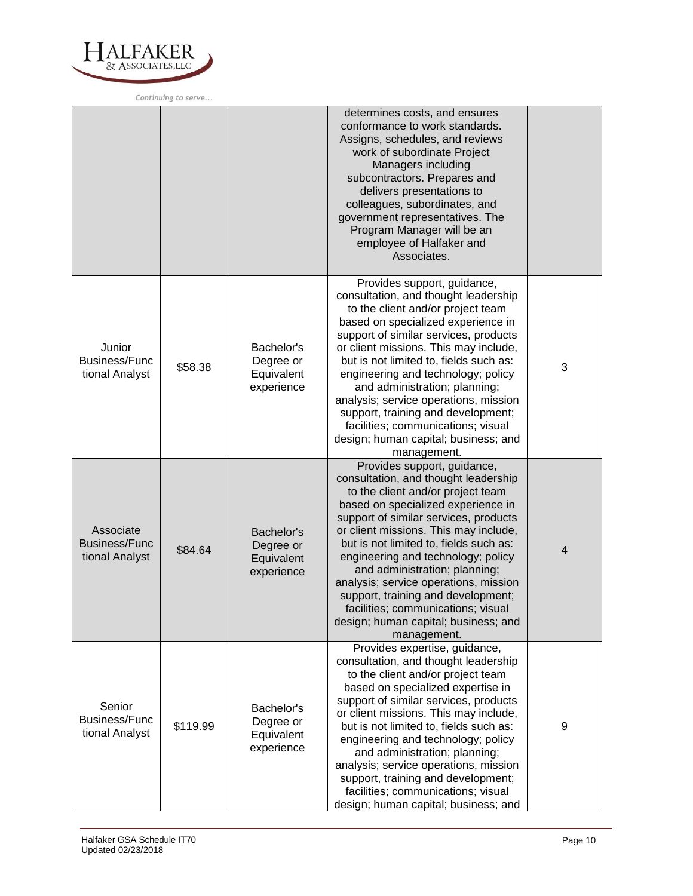| | | | | |
|---|---|---|---|---|
| | | | determines costs, and ensures conformance to work standards. Assigns, schedules, and reviews work of subordinate Project Managers including subcontractors. Prepares and delivers presentations to colleagues, subordinates, and government representatives. The Program Manager will be an employee of Halfaker and Associates. | |
| Junior Business/Functional Analyst | $58.38 | Bachelor's Degree or Equivalent experience | Provides support, guidance, consultation, and thought leadership to the client and/or project team based on specialized experience in support of similar services, products or client missions. This may include, but is not limited to, fields such as: engineering and technology; policy and administration; planning; analysis; service operations, mission support, training and development; facilities; communications; visual design; human capital; business; and management. | 3 |
| Associate Business/Functional Analyst | $84.64 | Bachelor's Degree or Equivalent experience | Provides support, guidance, consultation, and thought leadership to the client and/or project team based on specialized experience in support of similar services, products or client missions. This may include, but is not limited to, fields such as: engineering and technology; policy and administration; planning; analysis; service operations, mission support, training and development; facilities; communications; visual design; human capital; business; and management. | 4 |
| Senior Business/Functional Analyst | $119.99 | Bachelor's Degree or Equivalent experience | Provides expertise, guidance, consultation, and thought leadership to the client and/or project team based on specialized expertise in support of similar services, products or client missions. This may include, but is not limited to, fields such as: engineering and technology; policy and administration; planning; analysis; service operations, mission support, training and development; facilities; communications; visual design; human capital; business; and | 9 |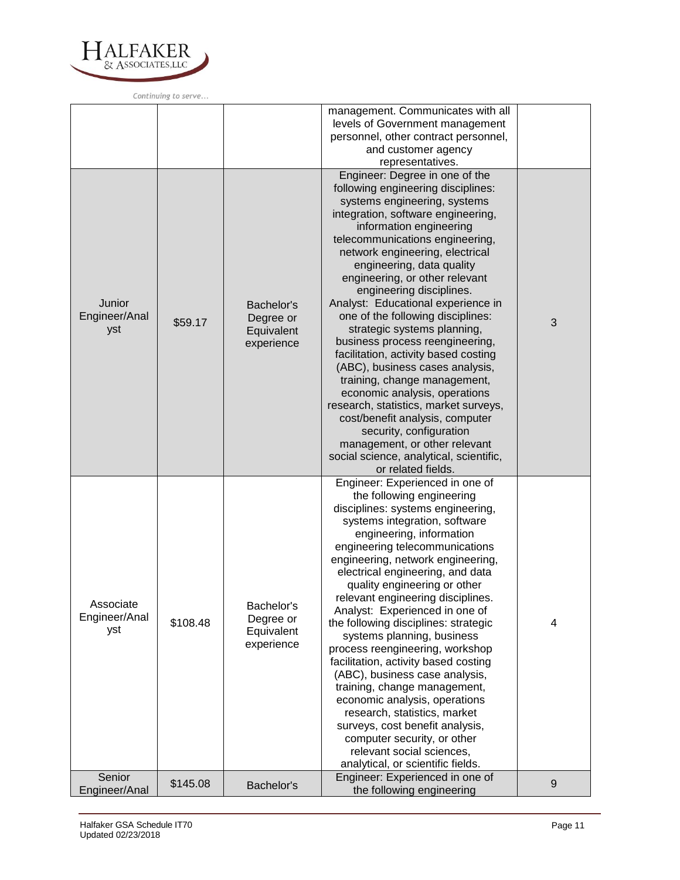| | | | | |
|---|---|---|---|---|
| | | | management. Communicates with all levels of Government management personnel, other contract personnel, and customer agency representatives. | |
| Junior Engineer/Analyst | $59.17 | Bachelor's Degree or Equivalent experience | Engineer: Degree in one of the following engineering disciplines: systems engineering, systems integration, software engineering, information engineering telecommunications engineering, network engineering, electrical engineering, data quality engineering, or other relevant engineering disciplines. Analyst: Educational experience in one of the following disciplines: strategic systems planning, business process reengineering, facilitation, activity based costing (ABC), business cases analysis, training, change management, economic analysis, operations research, statistics, market surveys, cost/benefit analysis, computer security, configuration management, or other relevant social science, analytical, scientific, or related fields. | 3 |
| Associate Engineer/Analyst | $108.48 | Bachelor's Degree or Equivalent experience | Engineer: Experienced in one of the following engineering disciplines: systems engineering, systems integration, software engineering, information engineering telecommunications engineering, network engineering, electrical engineering, and data quality engineering or other relevant engineering disciplines. Analyst: Experienced in one of the following disciplines: strategic systems planning, business process reengineering, workshop facilitation, activity based costing (ABC), business case analysis, training, change management, economic analysis, operations research, statistics, market surveys, cost benefit analysis, computer security, or other relevant social sciences, analytical, or scientific fields. | 4 |
| Senior Engineer/Anal | $145.08 | Bachelor's | Engineer: Experienced in one of the following engineering | 9 |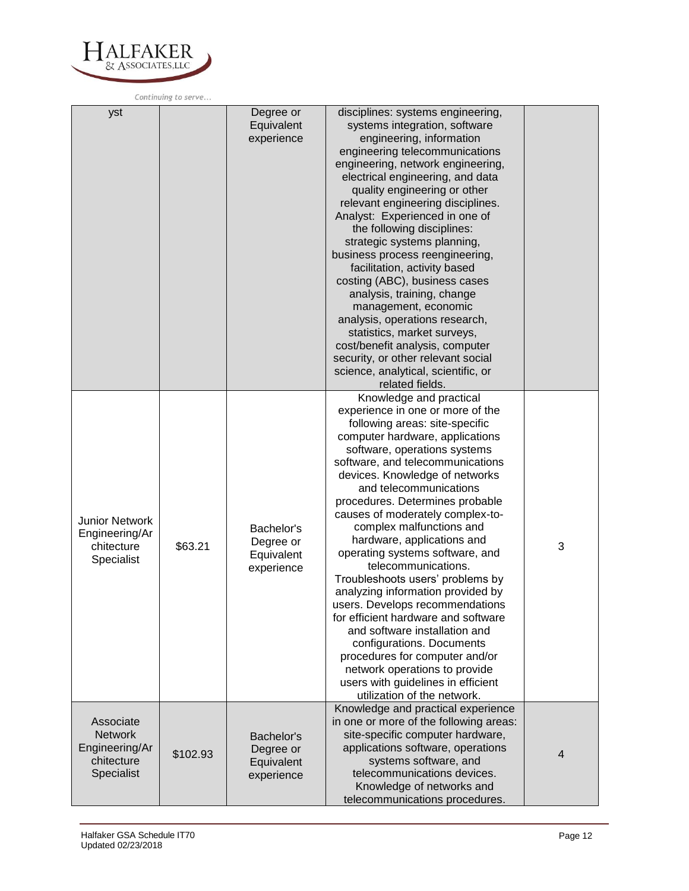| yst | | Degree or Equivalent experience | disciplines: systems engineering, systems integration, software engineering, information engineering telecommunications engineering, network engineering, electrical engineering, and data quality engineering or other relevant engineering disciplines. Analyst: Experienced in one of the following disciplines: strategic systems planning, business process reengineering, facilitation, activity based costing (ABC), business cases analysis, training, change management, economic analysis, operations research, statistics, market surveys, cost/benefit analysis, computer security, or other relevant social science, analytical, scientific, or related fields. | |
|---|---|---|---|---|
| Junior Network Engineering/Architecture Specialist | $63.21 | Bachelor's Degree or Equivalent experience | Knowledge and practical experience in one or more of the following areas: site-specific computer hardware, applications software, operations systems software, and telecommunications devices. Knowledge of networks and telecommunications procedures. Determines probable causes of moderately complex-to-complex malfunctions and hardware, applications and operating systems software, and telecommunications. Troubleshoots users' problems by analyzing information provided by users. Develops recommendations for efficient hardware and software and software installation and configurations. Documents procedures for computer and/or network operations to provide users with guidelines in efficient utilization of the network. | 3 |
| Associate Network Engineering/Architecture Specialist | $102.93 | Bachelor's Degree or Equivalent experience | Knowledge and practical experience in one or more of the following areas: site-specific computer hardware, applications software, operations systems software, and telecommunications devices. Knowledge of networks and telecommunications procedures. | 4 |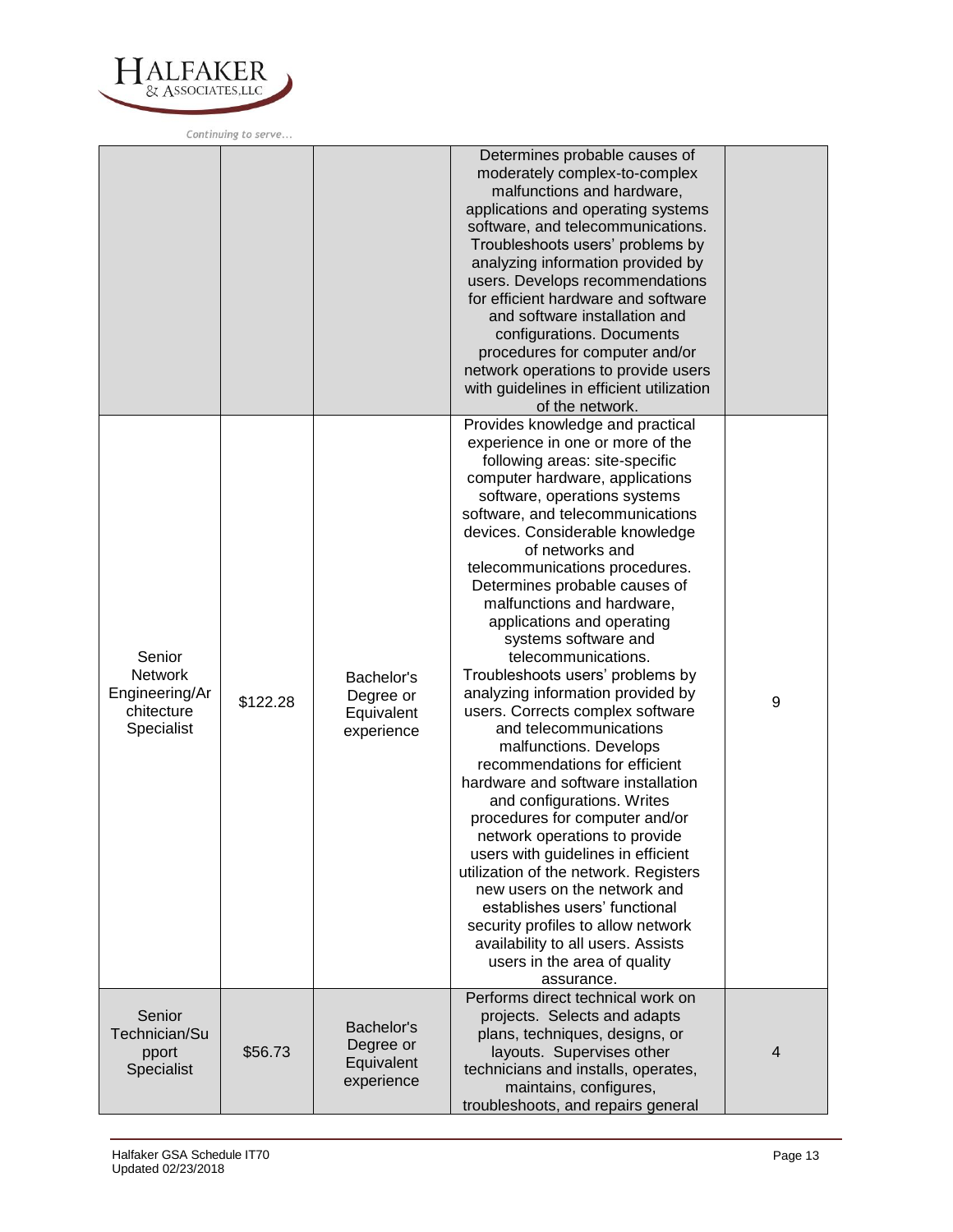| | | | | |
|---|---|---|---|---|
| | | | Determines probable causes of moderately complex-to-complex malfunctions and hardware, applications and operating systems software, and telecommunications. Troubleshoots users' problems by analyzing information provided by users. Develops recommendations for efficient hardware and software and software installation and configurations. Documents procedures for computer and/or network operations to provide users with guidelines in efficient utilization of the network. | |
| Senior Network Engineering/Architecture Specialist | $122.28 | Bachelor's Degree or Equivalent experience | Provides knowledge and practical experience in one or more of the following areas: site-specific computer hardware, applications software, operations systems software, and telecommunications devices. Considerable knowledge of networks and telecommunications procedures. Determines probable causes of malfunctions and hardware, applications and operating systems software and telecommunications. Troubleshoots users' problems by analyzing information provided by users. Corrects complex software and telecommunications malfunctions. Develops recommendations for efficient hardware and software installation and configurations. Writes procedures for computer and/or network operations to provide users with guidelines in efficient utilization of the network. Registers new users on the network and establishes users' functional security profiles to allow network availability to all users. Assists users in the area of quality assurance. | 9 |
| Senior Technician/Support Specialist | $56.73 | Bachelor's Degree or Equivalent experience | Performs direct technical work on projects. Selects and adapts plans, techniques, designs, or layouts. Supervises other technicians and installs, operates, maintains, configures, troubleshoots, and repairs general | 4 |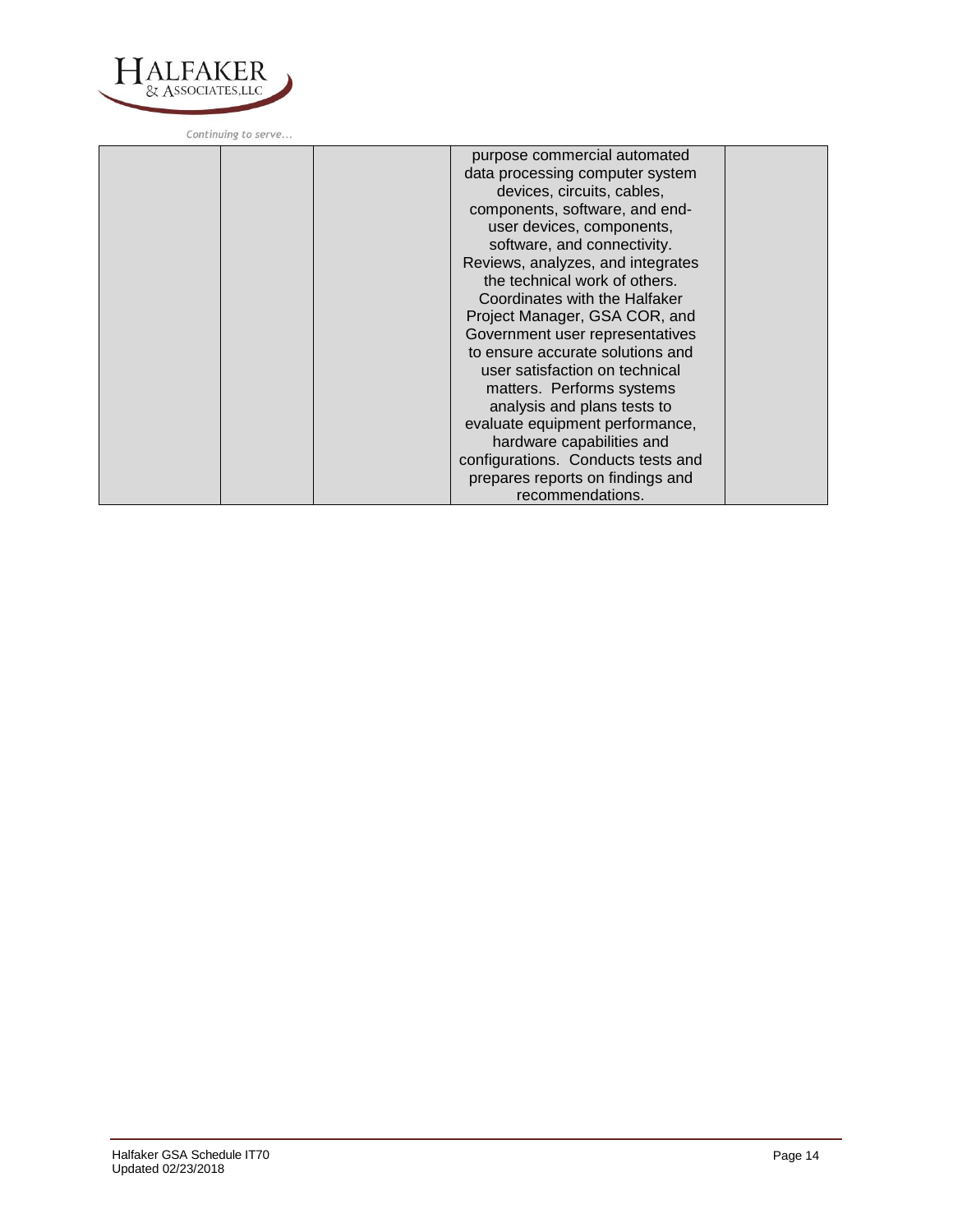|  |  |  | purpose commercial automated data processing computer system devices, circuits, cables, components, software, and end-user devices, components, software, and connectivity. Reviews, analyzes, and integrates the technical work of others. Coordinates with the Halfaker Project Manager, GSA COR, and Government user representatives to ensure accurate solutions and user satisfaction on technical matters. Performs systems analysis and plans tests to evaluate equipment performance, hardware capabilities and configurations. Conducts tests and prepares reports on findings and recommendations. |  |
|---|---|---|---|---|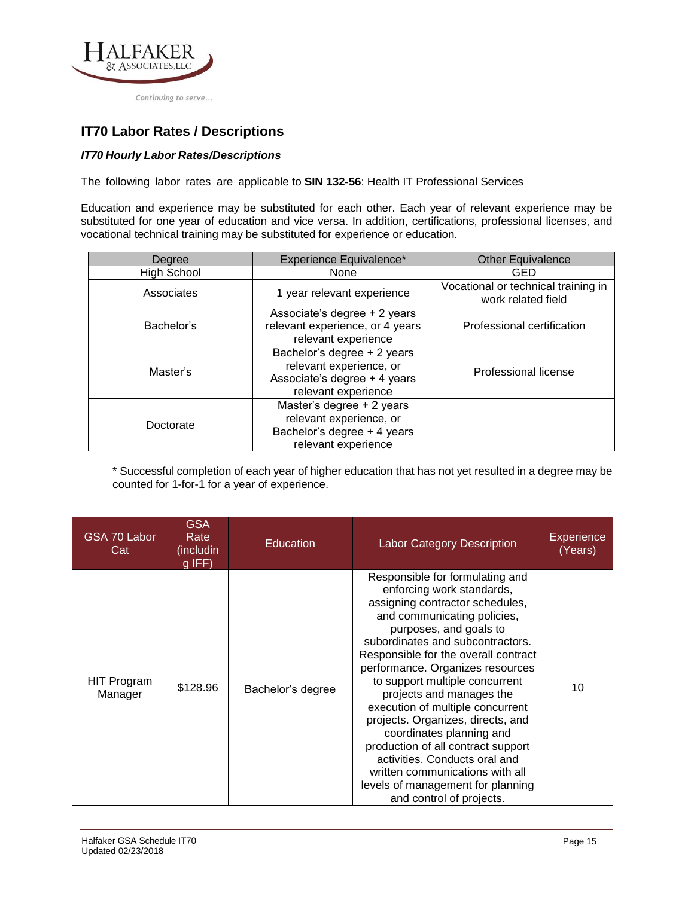## IT70 Labor Rates / Descriptions

### *IT70 Hourly Labor Rates/Descriptions*

The following labor rates are applicable to **SIN 132-56**: Health IT Professional Services

Education and experience may be substituted for each other. Each year of relevant experience may be substituted for one year of education and vice versa. In addition, certifications, professional licenses, and vocational technical training may be substituted for experience or education.

| Degree | Experience Equivalence* | Other Equivalence |
|---|---|---|
| High School | None | GED |
| Associates | 1 year relevant experience | Vocational or technical training in work related field |
| Bachelor's | Associate's degree + 2 years relevant experience, or 4 years relevant experience | Professional certification |
| Master's | Bachelor's degree + 2 years relevant experience, or Associate's degree + 4 years relevant experience | Professional license |
| Doctorate | Master's degree + 2 years relevant experience, or Bachelor's degree + 4 years relevant experience | |

\* Successful completion of each year of higher education that has not yet resulted in a degree may be counted for 1-for-1 for a year of experience.

| GSA 70 Labor Cat | GSA Rate (including IFF) | Education | Labor Category Description | Experience (Years) |
|---|---|---|---|---|
| HIT Program Manager | $128.96 | Bachelor's degree | Responsible for formulating and enforcing work standards, assigning contractor schedules, and communicating policies, purposes, and goals to subordinates and subcontractors. Responsible for the overall contract performance. Organizes resources to support multiple concurrent projects and manages the execution of multiple concurrent projects. Organizes, directs, and coordinates planning and production of all contract support activities. Conducts oral and written communications with all levels of management for planning and control of projects. | 10 |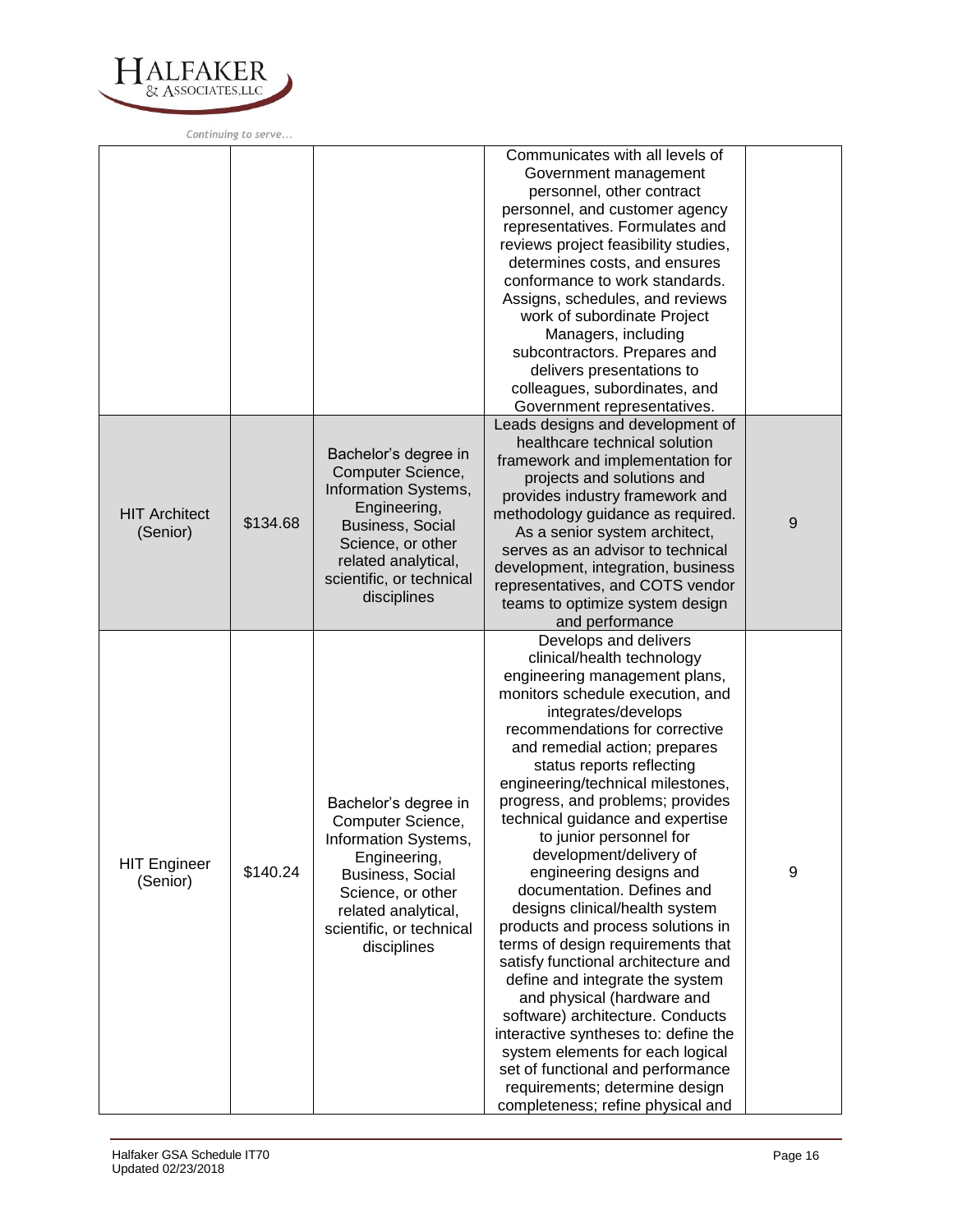| | | | | |
|---|---|---|---|---|
| | | | Communicates with all levels of Government management personnel, other contract personnel, and customer agency representatives. Formulates and reviews project feasibility studies, determines costs, and ensures conformance to work standards. Assigns, schedules, and reviews work of subordinate Project Managers, including subcontractors. Prepares and delivers presentations to colleagues, subordinates, and Government representatives. | |
| HIT Architect (Senior) | $134.68 | Bachelor's degree in Computer Science, Information Systems, Engineering, Business, Social Science, or other related analytical, scientific, or technical disciplines | Leads designs and development of healthcare technical solution framework and implementation for projects and solutions and provides industry framework and methodology guidance as required. As a senior system architect, serves as an advisor to technical development, integration, business representatives, and COTS vendor teams to optimize system design and performance | 9 |
| HIT Engineer (Senior) | $140.24 | Bachelor's degree in Computer Science, Information Systems, Engineering, Business, Social Science, or other related analytical, scientific, or technical disciplines | Develops and delivers clinical/health technology engineering management plans, monitors schedule execution, and integrates/develops recommendations for corrective and remedial action; prepares status reports reflecting engineering/technical milestones, progress, and problems; provides technical guidance and expertise to junior personnel for development/delivery of engineering designs and documentation. Defines and designs clinical/health system products and process solutions in terms of design requirements that satisfy functional architecture and define and integrate the system and physical (hardware and software) architecture. Conducts interactive syntheses to: define the system elements for each logical set of functional and performance requirements; determine design completeness; refine physical and | 9 |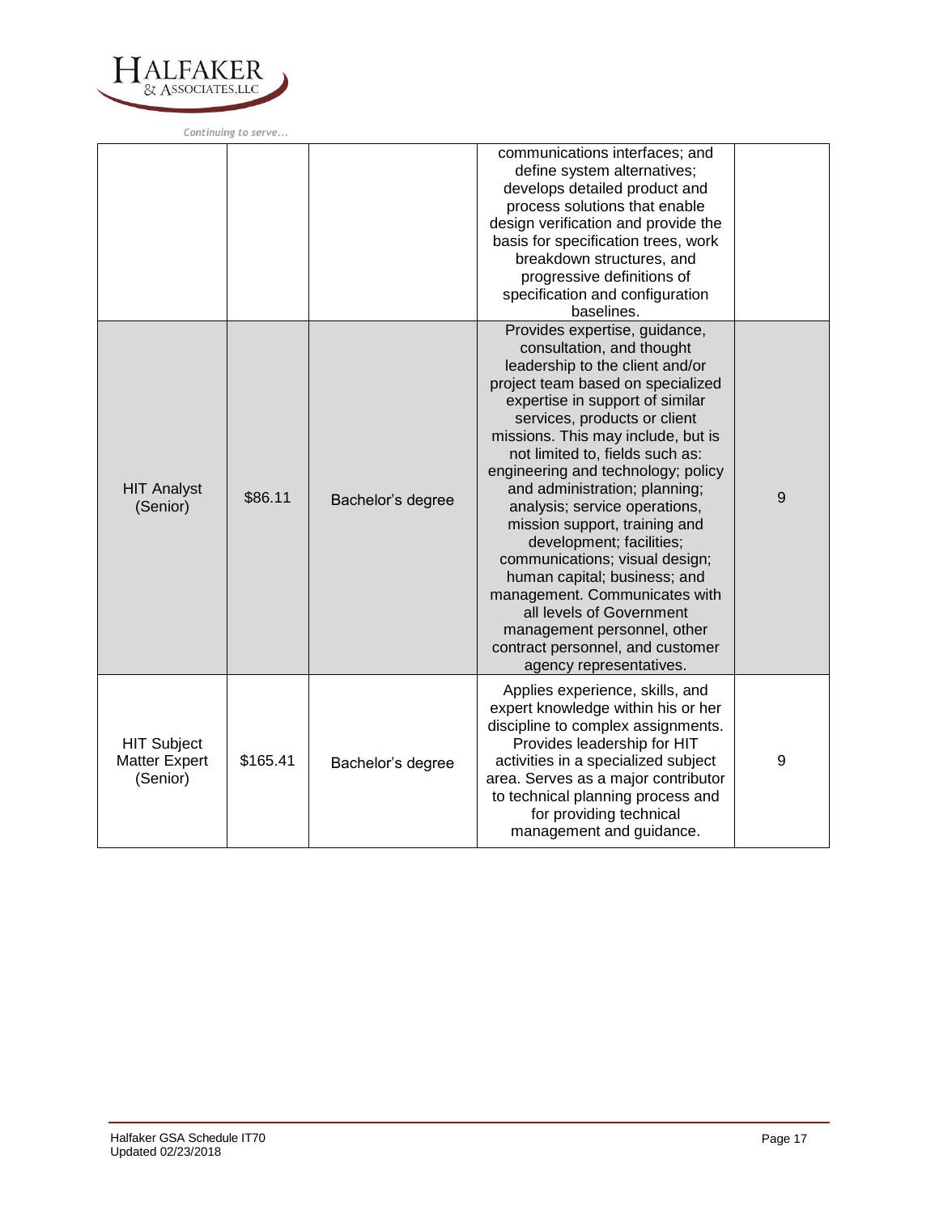| | | | | |
|---|---|---|---|---|
| | | | communications interfaces; and define system alternatives; develops detailed product and process solutions that enable design verification and provide the basis for specification trees, work breakdown structures, and progressive definitions of specification and configuration baselines. | |
| HIT Analyst (Senior) | $86.11 | Bachelor's degree | Provides expertise, guidance, consultation, and thought leadership to the client and/or project team based on specialized expertise in support of similar services, products or client missions. This may include, but is not limited to, fields such as: engineering and technology; policy and administration; planning; analysis; service operations, mission support, training and development; facilities; communications; visual design; human capital; business; and management. Communicates with all levels of Government management personnel, other contract personnel, and customer agency representatives. | 9 |
| HIT Subject Matter Expert (Senior) | $165.41 | Bachelor's degree | Applies experience, skills, and expert knowledge within his or her discipline to complex assignments. Provides leadership for HIT activities in a specialized subject area. Serves as a major contributor to technical planning process and for providing technical management and guidance. | 9 |